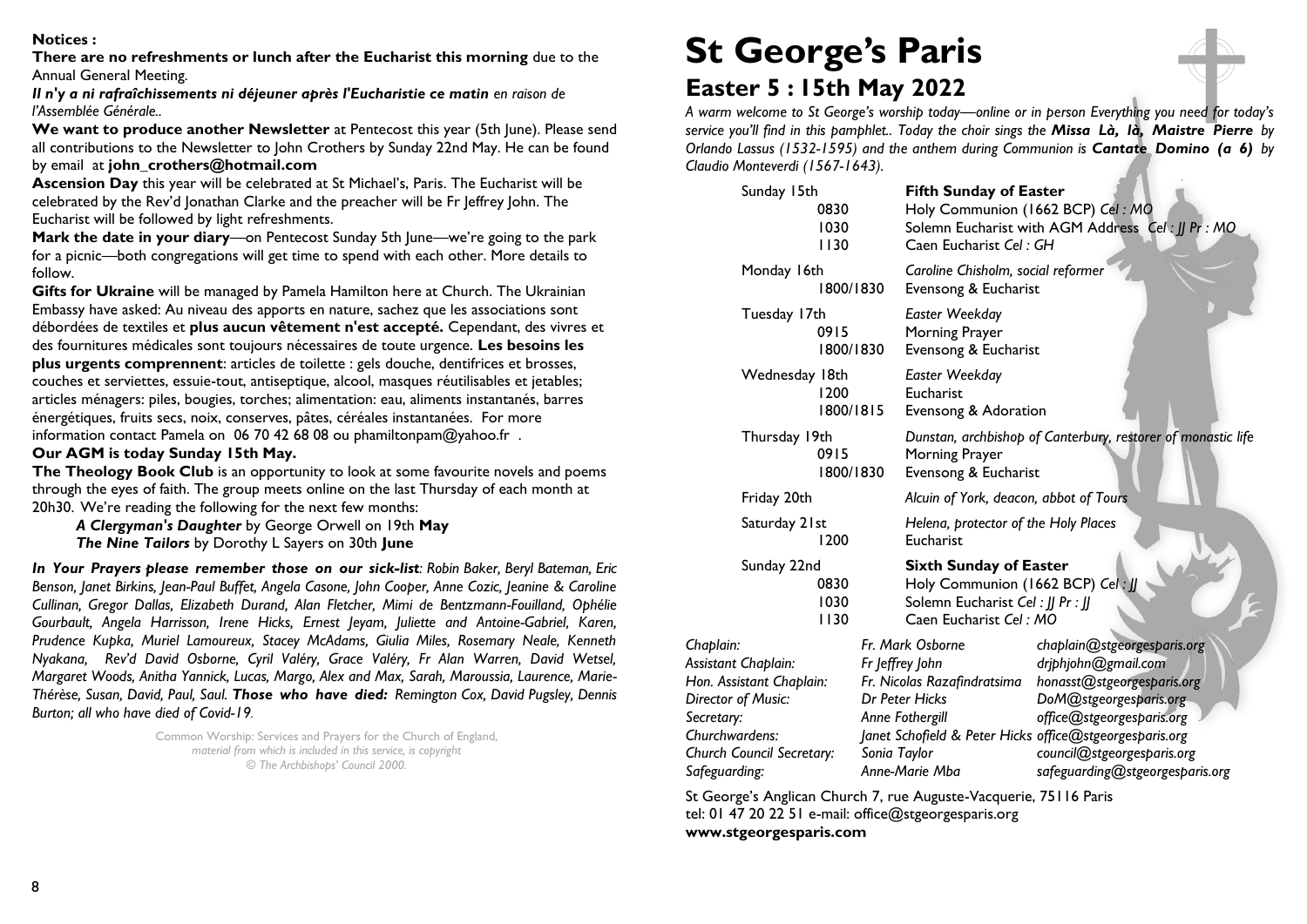**Notices :**

**There are no refreshments or lunch after the Eucharist this morning** due to the Annual General Meeting.

***Il n'y a ni rafraîchissements ni déjeuner après l'Eucharistie ce matin** en raison de l'Assemblée Générale..*

**We want to produce another Newsletter** at Pentecost this year (5th June). Please send all contributions to the Newsletter to John Crothers by Sunday 22nd May. He can be found by email at **john_crothers@hotmail.com**

**Ascension Day** this year will be celebrated at St Michael's, Paris. The Eucharist will be celebrated by the Rev'd Jonathan Clarke and the preacher will be Fr Jeffrey John. The Eucharist will be followed by light refreshments.

**Mark the date in your diary**—on Pentecost Sunday 5th June—we're going to the park for a picnic—both congregations will get time to spend with each other. More details to follow.

**Gifts for Ukraine** will be managed by Pamela Hamilton here at Church. The Ukrainian Embassy have asked: Au niveau des apports en nature, sachez que les associations sont débordées de textiles et **plus aucun vêtement n'est accepté.** Cependant, des vivres et des fournitures médicales sont toujours nécessaires de toute urgence. **Les besoins les plus urgents comprennent**: articles de toilette : gels douche, dentifrices et brosses, couches et serviettes, essuie-tout, antiseptique, alcool, masques réutilisables et jetables; articles ménagers: piles, bougies, torches; alimentation: eau, aliments instantanés, barres énergétiques, fruits secs, noix, conserves, pâtes, céréales instantanées. For more information contact Pamela on 06 70 42 68 08 ou phamiltonpam@yahoo.fr .

**Our AGM is today Sunday 15th May.**

**The Theology Book Club** is an opportunity to look at some favourite novels and poems through the eyes of faith. The group meets online on the last Thursday of each month at 20h30. We're reading the following for the next few months:

***A Clergyman's Daughter*** by George Orwell on 19th **May**
***The Nine Tailors*** by Dorothy L Sayers on 30th **June**

***In Your Prayers please remember those on our sick-list**: Robin Baker, Beryl Bateman, Eric Benson, Janet Birkins, Jean-Paul Buffet, Angela Casone, John Cooper, Anne Cozic, Jeanine & Caroline Cullinan, Gregor Dallas, Elizabeth Durand, Alan Fletcher, Mimi de Bentzmann-Fouilland, Ophélie Gourbault, Angela Harrisson, Irene Hicks, Ernest Jeyam, Juliette and Antoine-Gabriel, Karen, Prudence Kupka, Muriel Lamoureux, Stacey McAdams, Giulia Miles, Rosemary Neale, Kenneth Nyakana, Rev'd David Osborne, Cyril Valéry, Grace Valéry, Fr Alan Warren, David Wetsel, Margaret Woods, Anitha Yannick, Lucas, Margo, Alex and Max, Sarah, Maroussia, Laurence, Marie-Thérèse, Susan, David, Paul, Saul. **Those who have died:** Remington Cox, David Pugsley, Dennis Burton; all who have died of Covid-19.*

Common Worship: Services and Prayers for the Church of England, *material from which is included in this service, is copyright © The Archbishops' Council 2000.*

# St George's Paris

## Easter 5 : 15th May 2022

*A warm welcome to St George's worship today—online or in person Everything you need for today's service you'll find in this pamphlet.. Today the choir sings the **Missa Là, là, Maistre Pierre** by Orlando Lassus (1532-1595) and the anthem during Communion is **Cantate Domino (a 6)** by Claudio Monteverdi (1567-1643).*

| | | |
|---|---|---|
| Sunday 15th | | **Fifth Sunday of Easter** |
| | 0830 | Holy Communion (1662 BCP) *Cel : MO* |
| | 1030 | Solemn Eucharist with AGM Address *Cel : JJ Pr : MO* |
| | 1130 | Caen Eucharist *Cel : GH* |
| Monday 16th | | *Caroline Chisholm, social reformer* |
| | 1800/1830 | Evensong & Eucharist |
| Tuesday 17th | | *Easter Weekday* |
| | 0915 | Morning Prayer |
| | 1800/1830 | Evensong & Eucharist |
| Wednesday 18th | | *Easter Weekday* |
| | 1200 | Eucharist |
| | 1800/1815 | Evensong & Adoration |
| Thursday 19th | | *Dunstan, archbishop of Canterbury, restorer of monastic life* |
| | 0915 | Morning Prayer |
| | 1800/1830 | Evensong & Eucharist |
| Friday 20th | | *Alcuin of York, deacon, abbot of Tours* |
| Saturday 21st | | *Helena, protector of the Holy Places* |
| | 1200 | Eucharist |
| Sunday 22nd | | **Sixth Sunday of Easter** |
| | 0830 | Holy Communion (1662 BCP) *Cel : JJ* |
| | 1030 | Solemn Eucharist *Cel : JJ Pr : JJ* |
| | 1130 | Caen Eucharist *Cel : MO* |

| | | |
|---|---|---|
| *Chaplain:* | *Fr. Mark Osborne* | *chaplain@stgeorgesparis.org* |
| *Assistant Chaplain:* | *Fr Jeffrey John* | *drjphjohn@gmail.com* |
| *Hon. Assistant Chaplain:* | *Fr. Nicolas Razafindratsima* | *honasst@stgeorgesparis.org* |
| *Director of Music:* | *Dr Peter Hicks* | *DoM@stgeorgesparis.org* |
| *Secretary:* | *Anne Fothergill* | *office@stgeorgesparis.org* |
| *Churchwardens:* | *Janet Schofield & Peter Hicks* | *office@stgeorgesparis.org* |
| *Church Council Secretary:* | *Sonia Taylor* | *council@stgeorgesparis.org* |
| *Safeguarding:* | *Anne-Marie Mba* | *safeguarding@stgeorgesparis.org* |

St George's Anglican Church 7, rue Auguste-Vacquerie, 75116 Paris
tel: 01 47 20 22 51 e-mail: office@stgeorgesparis.org
**www.stgeorgesparis.com**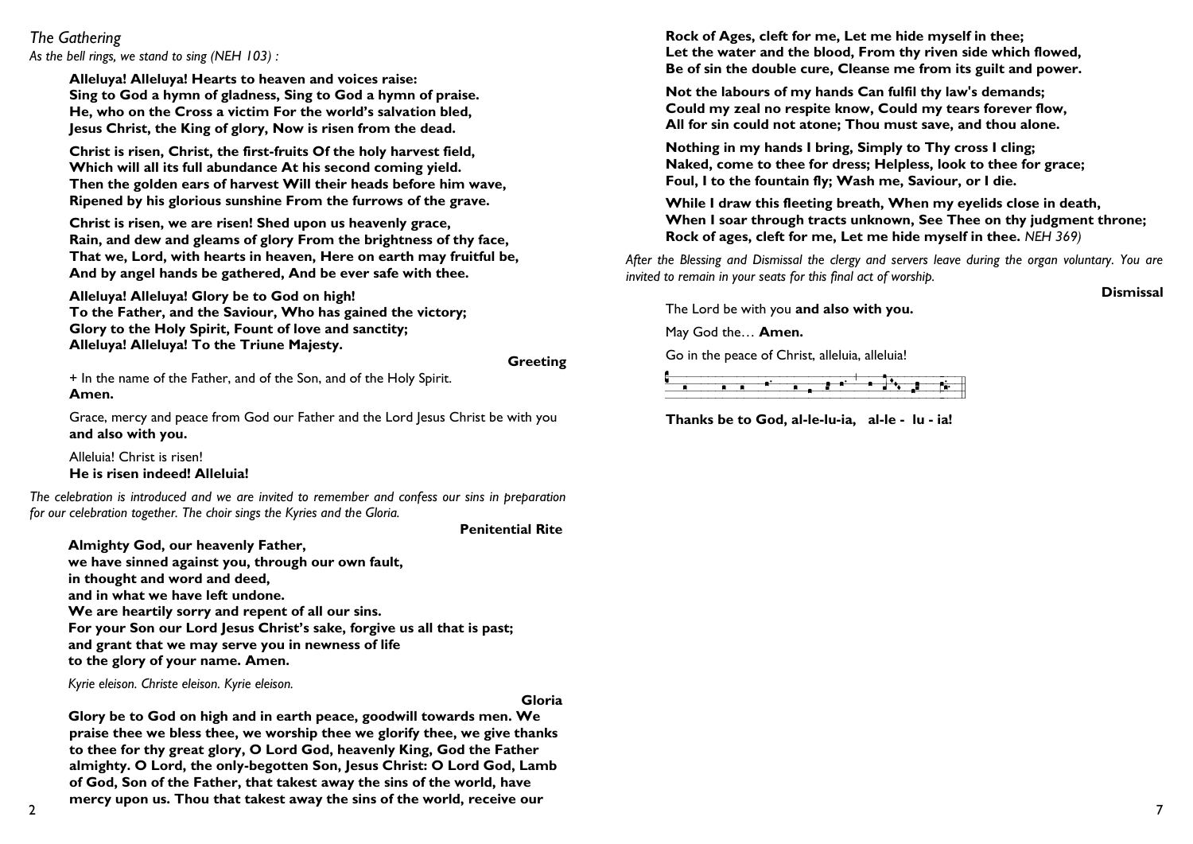*The Gathering*

*As the bell rings, we stand to sing (NEH 103) :*

**Alleluya! Alleluya! Hearts to heaven and voices raise:
Sing to God a hymn of gladness, Sing to God a hymn of praise.
He, who on the Cross a victim For the world's salvation bled,
Jesus Christ, the King of glory, Now is risen from the dead.**

**Christ is risen, Christ, the first-fruits Of the holy harvest field,
Which will all its full abundance At his second coming yield.
Then the golden ears of harvest Will their heads before him wave,
Ripened by his glorious sunshine From the furrows of the grave.**

**Christ is risen, we are risen! Shed upon us heavenly grace,
Rain, and dew and gleams of glory From the brightness of thy face,
That we, Lord, with hearts in heaven, Here on earth may fruitful be,
And by angel hands be gathered, And be ever safe with thee.**

**Alleluya! Alleluya! Glory be to God on high!
To the Father, and the Saviour, Who has gained the victory;
Glory to the Holy Spirit, Fount of love and sanctity;
Alleluya! Alleluya! To the Triune Majesty.**

**Greeting**

+ In the name of the Father, and of the Son, and of the Holy Spirit.
**Amen.**

Grace, mercy and peace from God our Father and the Lord Jesus Christ be with you
**and also with you.**

Alleluia! Christ is risen!
**He is risen indeed! Alleluia!**

*The celebration is introduced and we are invited to remember and confess our sins in preparation for our celebration together. The choir sings the Kyries and the Gloria.*

**Penitential Rite**

**Almighty God, our heavenly Father,
we have sinned against you, through our own fault,
in thought and word and deed,
and in what we have left undone.
We are heartily sorry and repent of all our sins.
For your Son our Lord Jesus Christ's sake, forgive us all that is past;
and grant that we may serve you in newness of life
to the glory of your name. Amen.**

*Kyrie eleison. Christe eleison. Kyrie eleison.*

**Gloria**

**Glory be to God on high and in earth peace, goodwill towards men. We praise thee we bless thee, we worship thee we glorify thee, we give thanks to thee for thy great glory, O Lord God, heavenly King, God the Father almighty. O Lord, the only-begotten Son, Jesus Christ: O Lord God, Lamb of God, Son of the Father, that takest away the sins of the world, have mercy upon us. Thou that takest away the sins of the world, receive our**

**Rock of Ages, cleft for me, Let me hide myself in thee;
Let the water and the blood, From thy riven side which flowed,
Be of sin the double cure, Cleanse me from its guilt and power.**

**Not the labours of my hands Can fulfil thy law's demands;
Could my zeal no respite know, Could my tears forever flow,
All for sin could not atone; Thou must save, and thou alone.**

**Nothing in my hands I bring, Simply to Thy cross I cling;
Naked, come to thee for dress; Helpless, look to thee for grace;
Foul, I to the fountain fly; Wash me, Saviour, or I die.**

**While I draw this fleeting breath, When my eyelids close in death,
When I soar through tracts unknown, See Thee on thy judgment throne;
Rock of ages, cleft for me, Let me hide myself in thee.** *NEH 369)*

*After the Blessing and Dismissal the clergy and servers leave during the organ voluntary. You are invited to remain in your seats for this final act of worship.*

**Dismissal**

The Lord be with you **and also with you.**

May God the… **Amen.**

Go in the peace of Christ, alleluia, alleluia!

**Thanks be to God, al-le-lu-ia, al-le - lu - ia!**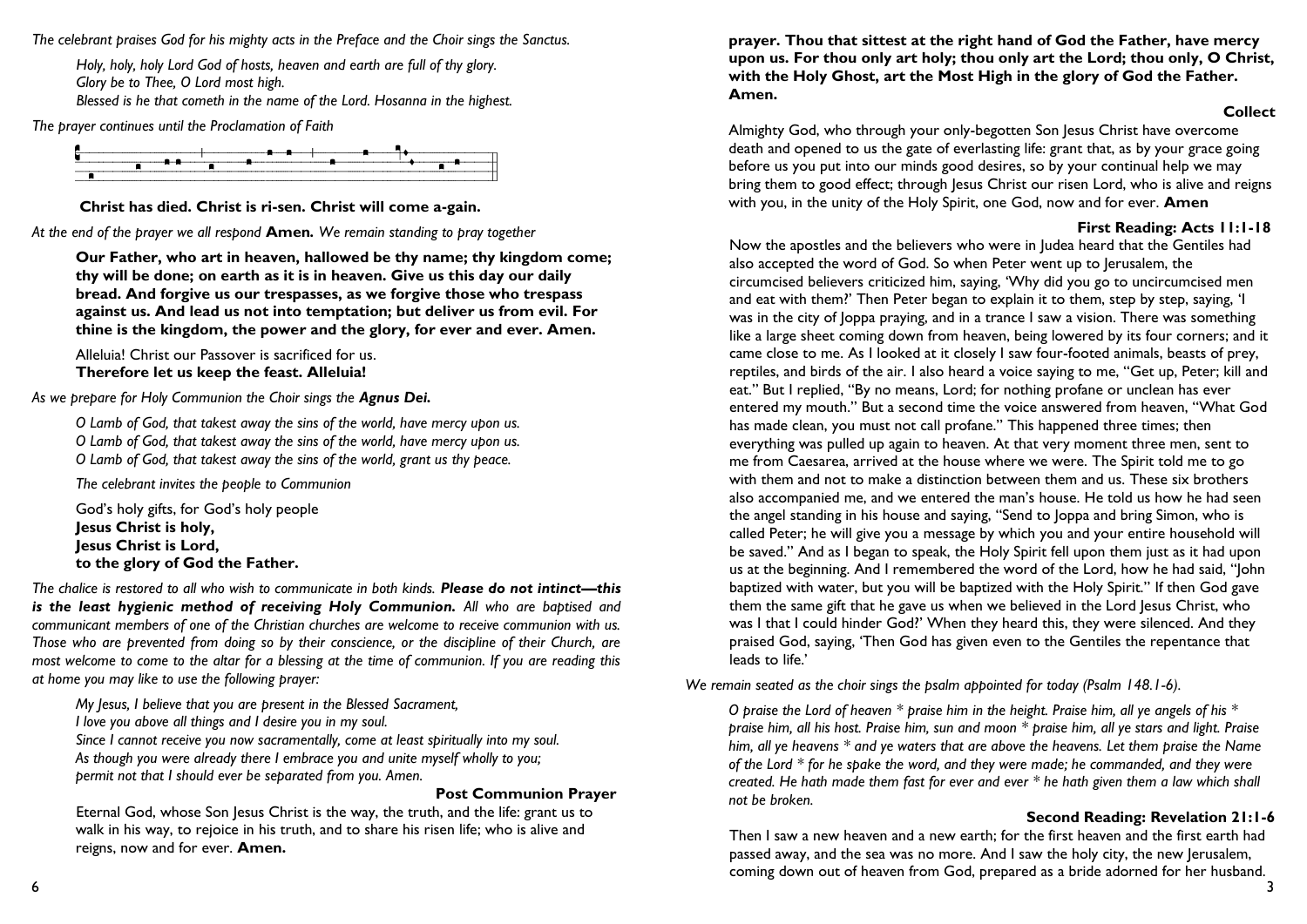*The celebrant praises God for his mighty acts in the Preface and the Choir sings the Sanctus.*

> *Holy, holy, holy Lord God of hosts, heaven and earth are full of thy glory.*
> *Glory be to Thee, O Lord most high.*
> *Blessed is he that cometh in the name of the Lord. Hosanna in the highest.*

*The prayer continues until the Proclamation of Faith*

**Christ has died. Christ is ri-sen. Christ will come a-gain.**

*At the end of the prayer we all respond* **Amen.** *We remain standing to pray together*

> **Our Father, who art in heaven, hallowed be thy name; thy kingdom come; thy will be done; on earth as it is in heaven. Give us this day our daily bread. And forgive us our trespasses, as we forgive those who trespass against us. And lead us not into temptation; but deliver us from evil. For thine is the kingdom, the power and the glory, for ever and ever. Amen.**

> Alleluia! Christ our Passover is sacrificed for us.
> **Therefore let us keep the feast. Alleluia!**

*As we prepare for Holy Communion the Choir sings the* ***Agnus Dei.***

> *O Lamb of God, that takest away the sins of the world, have mercy upon us.*
> *O Lamb of God, that takest away the sins of the world, have mercy upon us.*
> *O Lamb of God, that takest away the sins of the world, grant us thy peace.*

> *The celebrant invites the people to Communion*

> God's holy gifts, for God's holy people
> **Jesus Christ is holy,**
> **Jesus Christ is Lord,**
> **to the glory of God the Father.**

*The chalice is restored to all who wish to communicate in both kinds.* ***Please do not intinct—this is the least hygienic method of receiving Holy Communion.*** *All who are baptised and communicant members of one of the Christian churches are welcome to receive communion with us. Those who are prevented from doing so by their conscience, or the discipline of their Church, are most welcome to come to the altar for a blessing at the time of communion. If you are reading this at home you may like to use the following prayer:*

> *My Jesus, I believe that you are present in the Blessed Sacrament,*
> *I love you above all things and I desire you in my soul.*
> *Since I cannot receive you now sacramentally, come at least spiritually into my soul.*
> *As though you were already there I embrace you and unite myself wholly to you;*
> *permit not that I should ever be separated from you. Amen.*

### Post Communion Prayer

Eternal God, whose Son Jesus Christ is the way, the truth, and the life: grant us to walk in his way, to rejoice in his truth, and to share his risen life; who is alive and reigns, now and for ever. **Amen.**

**prayer. Thou that sittest at the right hand of God the Father, have mercy upon us. For thou only art holy; thou only art the Lord; thou only, O Christ, with the Holy Ghost, art the Most High in the glory of God the Father. Amen.**

### Collect

Almighty God, who through your only-begotten Son Jesus Christ have overcome death and opened to us the gate of everlasting life: grant that, as by your grace going before us you put into our minds good desires, so by your continual help we may bring them to good effect; through Jesus Christ our risen Lord, who is alive and reigns with you, in the unity of the Holy Spirit, one God, now and for ever. **Amen**

### First Reading: Acts 11:1-18

Now the apostles and the believers who were in Judea heard that the Gentiles had also accepted the word of God. So when Peter went up to Jerusalem, the circumcised believers criticized him, saying, 'Why did you go to uncircumcised men and eat with them?' Then Peter began to explain it to them, step by step, saying, 'I was in the city of Joppa praying, and in a trance I saw a vision. There was something like a large sheet coming down from heaven, being lowered by its four corners; and it came close to me. As I looked at it closely I saw four-footed animals, beasts of prey, reptiles, and birds of the air. I also heard a voice saying to me, "Get up, Peter; kill and eat." But I replied, "By no means, Lord; for nothing profane or unclean has ever entered my mouth." But a second time the voice answered from heaven, "What God has made clean, you must not call profane." This happened three times; then everything was pulled up again to heaven. At that very moment three men, sent to me from Caesarea, arrived at the house where we were. The Spirit told me to go with them and not to make a distinction between them and us. These six brothers also accompanied me, and we entered the man's house. He told us how he had seen the angel standing in his house and saying, "Send to Joppa and bring Simon, who is called Peter; he will give you a message by which you and your entire household will be saved." And as I began to speak, the Holy Spirit fell upon them just as it had upon us at the beginning. And I remembered the word of the Lord, how he had said, "John baptized with water, but you will be baptized with the Holy Spirit." If then God gave them the same gift that he gave us when we believed in the Lord Jesus Christ, who was I that I could hinder God?' When they heard this, they were silenced. And they praised God, saying, 'Then God has given even to the Gentiles the repentance that leads to life.'

*We remain seated as the choir sings the psalm appointed for today (Psalm 148.1-6).*

> *O praise the Lord of heaven * praise him in the height. Praise him, all ye angels of his * praise him, all his host. Praise him, sun and moon * praise him, all ye stars and light. Praise him, all ye heavens * and ye waters that are above the heavens. Let them praise the Name of the Lord * for he spake the word, and they were made; he commanded, and they were created. He hath made them fast for ever and ever * he hath given them a law which shall not be broken.*

### Second Reading: Revelation 21:1-6

Then I saw a new heaven and a new earth; for the first heaven and the first earth had passed away, and the sea was no more. And I saw the holy city, the new Jerusalem, coming down out of heaven from God, prepared as a bride adorned for her husband.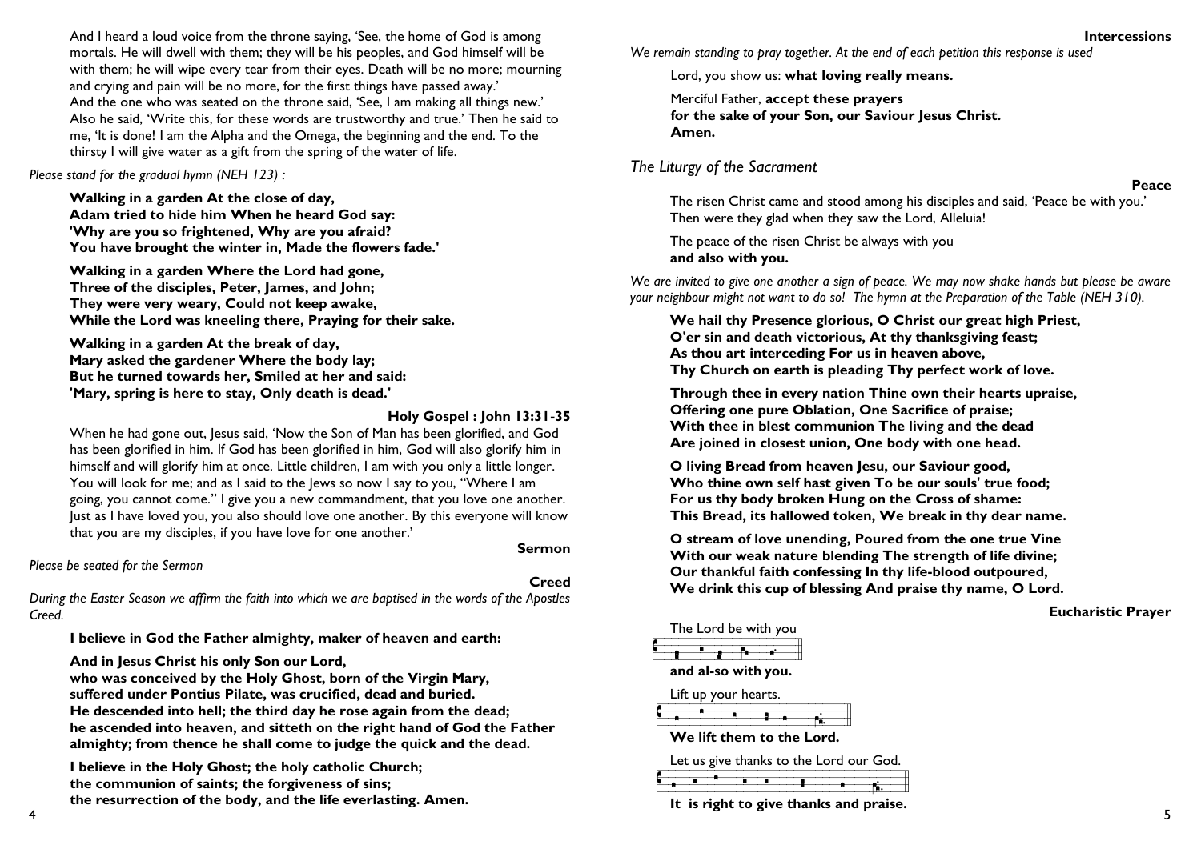And I heard a loud voice from the throne saying, 'See, the home of God is among mortals. He will dwell with them; they will be his peoples, and God himself will be with them; he will wipe every tear from their eyes. Death will be no more; mourning and crying and pain will be no more, for the first things have passed away.' And the one who was seated on the throne said, 'See, I am making all things new.' Also he said, 'Write this, for these words are trustworthy and true.' Then he said to me, 'It is done! I am the Alpha and the Omega, the beginning and the end. To the thirsty I will give water as a gift from the spring of the water of life.

*Please stand for the gradual hymn (NEH 123) :*

**Walking in a garden At the close of day,**
**Adam tried to hide him When he heard God say:**
**'Why are you so frightened, Why are you afraid?**
**You have brought the winter in, Made the flowers fade.'**

**Walking in a garden Where the Lord had gone,**
**Three of the disciples, Peter, James, and John;**
**They were very weary, Could not keep awake,**
**While the Lord was kneeling there, Praying for their sake.**

**Walking in a garden At the break of day,**
**Mary asked the gardener Where the body lay;**
**But he turned towards her, Smiled at her and said:**
**'Mary, spring is here to stay, Only death is dead.'**

**Holy Gospel : John 13:31-35**

When he had gone out, Jesus said, 'Now the Son of Man has been glorified, and God has been glorified in him. If God has been glorified in him, God will also glorify him in himself and will glorify him at once. Little children, I am with you only a little longer. You will look for me; and as I said to the Jews so now I say to you, "Where I am going, you cannot come." I give you a new commandment, that you love one another. Just as I have loved you, you also should love one another. By this everyone will know that you are my disciples, if you have love for one another.'

**Sermon**

*Please be seated for the Sermon*

**Creed**

*During the Easter Season we affirm the faith into which we are baptised in the words of the Apostles Creed.*

**I believe in God the Father almighty, maker of heaven and earth:**

**And in Jesus Christ his only Son our Lord,**
**who was conceived by the Holy Ghost, born of the Virgin Mary,**
**suffered under Pontius Pilate, was crucified, dead and buried.**
**He descended into hell; the third day he rose again from the dead;**
**he ascended into heaven, and sitteth on the right hand of God the Father almighty; from thence he shall come to judge the quick and the dead.**

**I believe in the Holy Ghost; the holy catholic Church;**
**the communion of saints; the forgiveness of sins;**
**the resurrection of the body, and the life everlasting. Amen.**

**Intercessions**

*We remain standing to pray together. At the end of each petition this response is used*

Lord, you show us: **what loving really means.**

Merciful Father, **accept these prayers**
**for the sake of your Son, our Saviour Jesus Christ.**
**Amen.**

## *The Liturgy of the Sacrament*

**Peace**

The risen Christ came and stood among his disciples and said, 'Peace be with you.' Then were they glad when they saw the Lord, Alleluia!

The peace of the risen Christ be always with you
**and also with you.**

*We are invited to give one another a sign of peace. We may now shake hands but please be aware your neighbour might not want to do so! The hymn at the Preparation of the Table (NEH 310).*

**We hail thy Presence glorious, O Christ our great high Priest,**
**O'er sin and death victorious, At thy thanksgiving feast;**
**As thou art interceding For us in heaven above,**
**Thy Church on earth is pleading Thy perfect work of love.**

**Through thee in every nation Thine own their hearts upraise,**
**Offering one pure Oblation, One Sacrifice of praise;**
**With thee in blest communion The living and the dead**
**Are joined in closest union, One body with one head.**

**O living Bread from heaven Jesu, our Saviour good,**
**Who thine own self hast given To be our souls' true food;**
**For us thy body broken Hung on the Cross of shame:**
**This Bread, its hallowed token, We break in thy dear name.**

**O stream of love unending, Poured from the one true Vine**
**With our weak nature blending The strength of life divine;**
**Our thankful faith confessing In thy life-blood outpoured,**
**We drink this cup of blessing And praise thy name, O Lord.**

**Eucharistic Prayer**

The Lord be with you
**and al-so with you.**

Lift up your hearts.
**We lift them to the Lord.**

Let us give thanks to the Lord our God.
**It is right to give thanks and praise.**